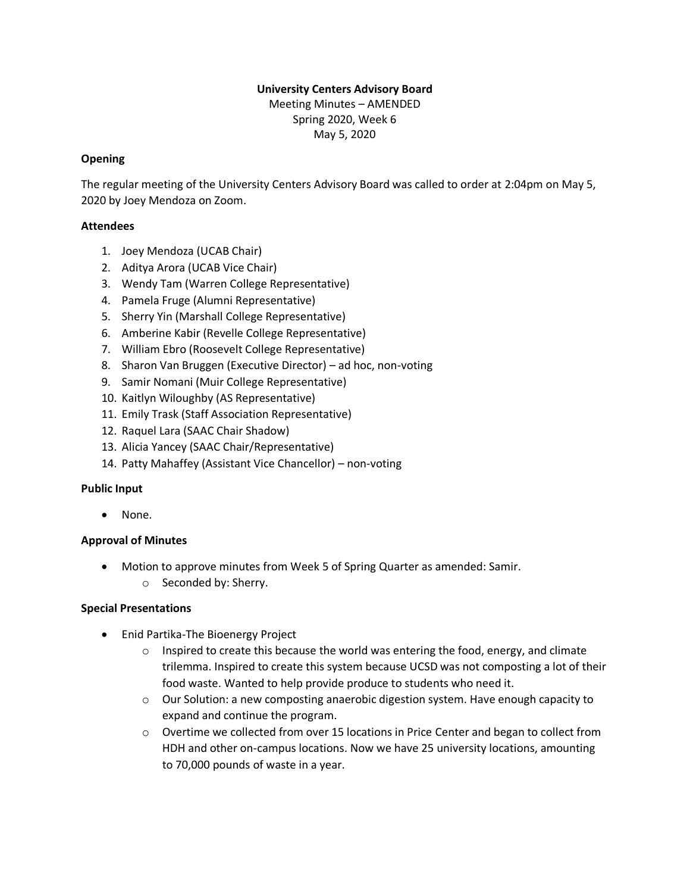**University Centers Advisory Board**

Meeting Minutes – AMENDED

Spring 2020, Week 6

May 5, 2020

**Opening**

The regular meeting of the University Centers Advisory Board was called to order at 2:04pm on May 5, 2020 by Joey Mendoza on Zoom.

**Attendees**

1. Joey Mendoza (UCAB Chair)
2. Aditya Arora (UCAB Vice Chair)
3. Wendy Tam (Warren College Representative)
4. Pamela Fruge (Alumni Representative)
5. Sherry Yin (Marshall College Representative)
6. Amberine Kabir (Revelle College Representative)
7. William Ebro (Roosevelt College Representative)
8. Sharon Van Bruggen (Executive Director) – ad hoc, non-voting
9. Samir Nomani (Muir College Representative)
10. Kaitlyn Wiloughby (AS Representative)
11. Emily Trask (Staff Association Representative)
12. Raquel Lara (SAAC Chair Shadow)
13. Alicia Yancey (SAAC Chair/Representative)
14. Patty Mahaffey (Assistant Vice Chancellor) – non-voting

**Public Input**

- None.

**Approval of Minutes**

- Motion to approve minutes from Week 5 of Spring Quarter as amended: Samir.
  - Seconded by: Sherry.

**Special Presentations**

- Enid Partika-The Bioenergy Project
  - Inspired to create this because the world was entering the food, energy, and climate trilemma. Inspired to create this system because UCSD was not composting a lot of their food waste. Wanted to help provide produce to students who need it.
  - Our Solution: a new composting anaerobic digestion system. Have enough capacity to expand and continue the program.
  - Overtime we collected from over 15 locations in Price Center and began to collect from HDH and other on-campus locations. Now we have 25 university locations, amounting to 70,000 pounds of waste in a year.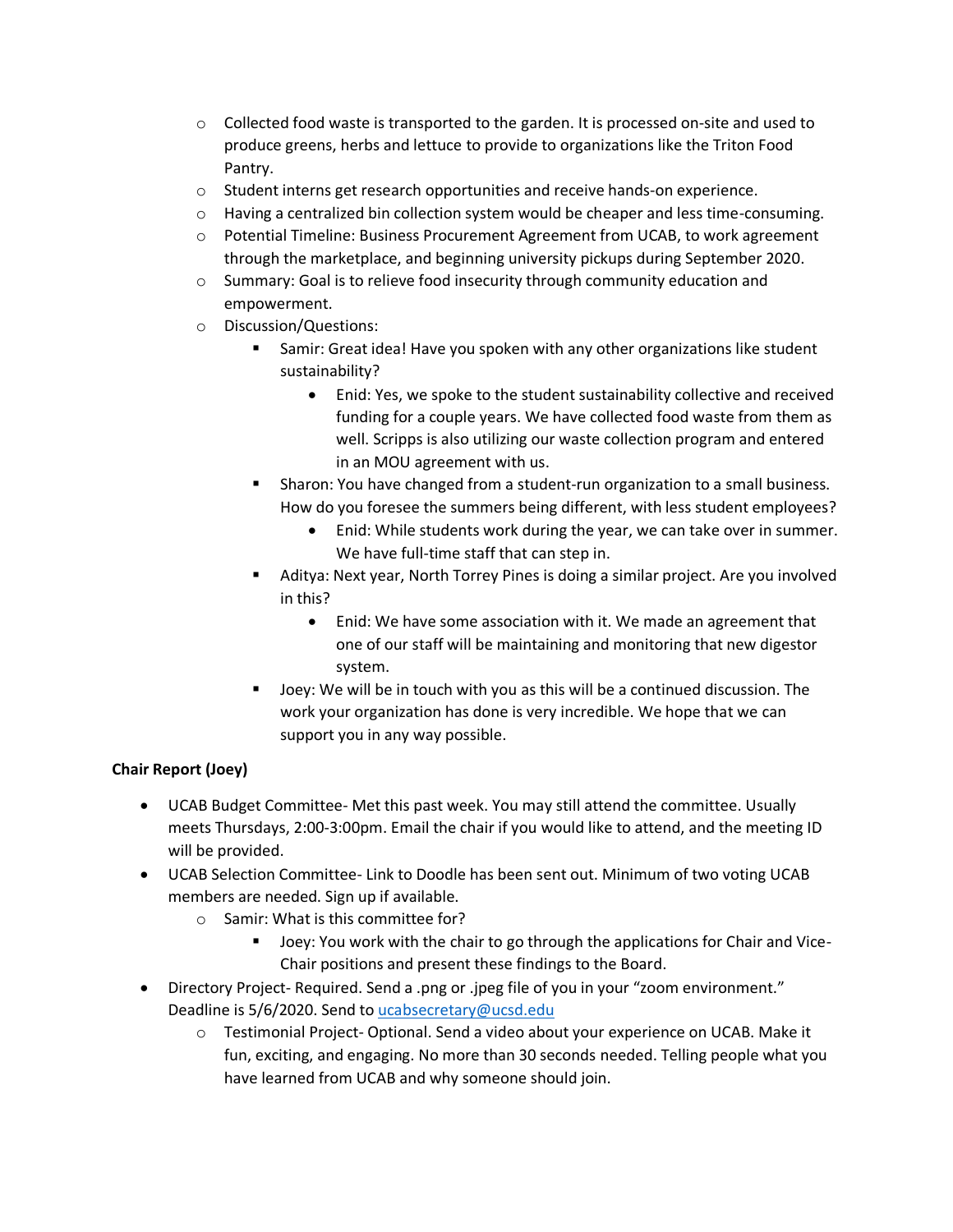- Collected food waste is transported to the garden. It is processed on-site and used to produce greens, herbs and lettuce to provide to organizations like the Triton Food Pantry.
  - Student interns get research opportunities and receive hands-on experience.
  - Having a centralized bin collection system would be cheaper and less time-consuming.
  - Potential Timeline: Business Procurement Agreement from UCAB, to work agreement through the marketplace, and beginning university pickups during September 2020.
  - Summary: Goal is to relieve food insecurity through community education and empowerment.
  - Discussion/Questions:
    - Samir: Great idea! Have you spoken with any other organizations like student sustainability?
      - Enid: Yes, we spoke to the student sustainability collective and received funding for a couple years. We have collected food waste from them as well. Scripps is also utilizing our waste collection program and entered in an MOU agreement with us.
    - Sharon: You have changed from a student-run organization to a small business. How do you foresee the summers being different, with less student employees?
      - Enid: While students work during the year, we can take over in summer. We have full-time staff that can step in.
    - Aditya: Next year, North Torrey Pines is doing a similar project. Are you involved in this?
      - Enid: We have some association with it. We made an agreement that one of our staff will be maintaining and monitoring that new digestor system.
    - Joey: We will be in touch with you as this will be a continued discussion. The work your organization has done is very incredible. We hope that we can support you in any way possible.

**Chair Report (Joey)**

- UCAB Budget Committee- Met this past week. You may still attend the committee. Usually meets Thursdays, 2:00-3:00pm. Email the chair if you would like to attend, and the meeting ID will be provided.
- UCAB Selection Committee- Link to Doodle has been sent out. Minimum of two voting UCAB members are needed. Sign up if available.
  - Samir: What is this committee for?
    - Joey: You work with the chair to go through the applications for Chair and Vice-Chair positions and present these findings to the Board.
- Directory Project- Required. Send a .png or .jpeg file of you in your "zoom environment." Deadline is 5/6/2020. Send to ucabsecretary@ucsd.edu
  - Testimonial Project- Optional. Send a video about your experience on UCAB. Make it fun, exciting, and engaging. No more than 30 seconds needed. Telling people what you have learned from UCAB and why someone should join.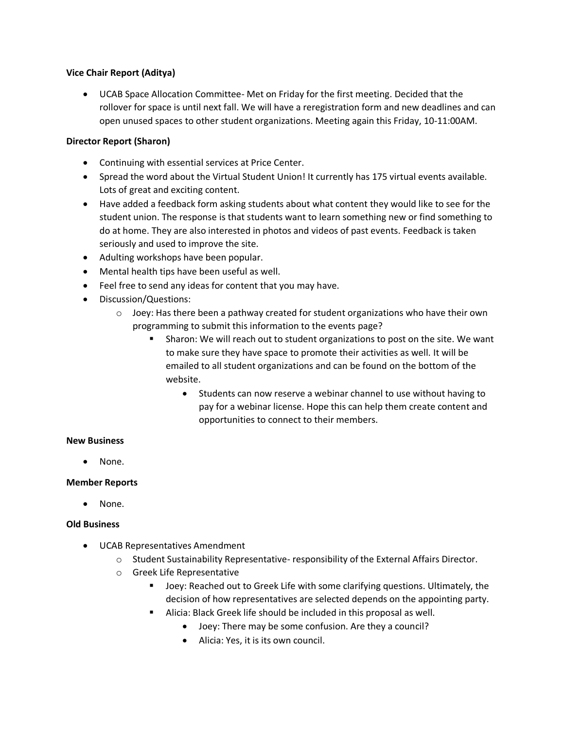**Vice Chair Report (Aditya)**

- UCAB Space Allocation Committee- Met on Friday for the first meeting. Decided that the rollover for space is until next fall. We will have a reregistration form and new deadlines and can open unused spaces to other student organizations. Meeting again this Friday, 10-11:00AM.

**Director Report (Sharon)**

- Continuing with essential services at Price Center.
- Spread the word about the Virtual Student Union! It currently has 175 virtual events available. Lots of great and exciting content.
- Have added a feedback form asking students about what content they would like to see for the student union. The response is that students want to learn something new or find something to do at home. They are also interested in photos and videos of past events. Feedback is taken seriously and used to improve the site.
- Adulting workshops have been popular.
- Mental health tips have been useful as well.
- Feel free to send any ideas for content that you may have.
- Discussion/Questions:
  - Joey: Has there been a pathway created for student organizations who have their own programming to submit this information to the events page?
    - Sharon: We will reach out to student organizations to post on the site. We want to make sure they have space to promote their activities as well. It will be emailed to all student organizations and can be found on the bottom of the website.
      - Students can now reserve a webinar channel to use without having to pay for a webinar license. Hope this can help them create content and opportunities to connect to their members.

**New Business**

- None.

**Member Reports**

- None.

**Old Business**

- UCAB Representatives Amendment
  - Student Sustainability Representative- responsibility of the External Affairs Director.
  - Greek Life Representative
    - Joey: Reached out to Greek Life with some clarifying questions. Ultimately, the decision of how representatives are selected depends on the appointing party.
    - Alicia: Black Greek life should be included in this proposal as well.
      - Joey: There may be some confusion. Are they a council?
      - Alicia: Yes, it is its own council.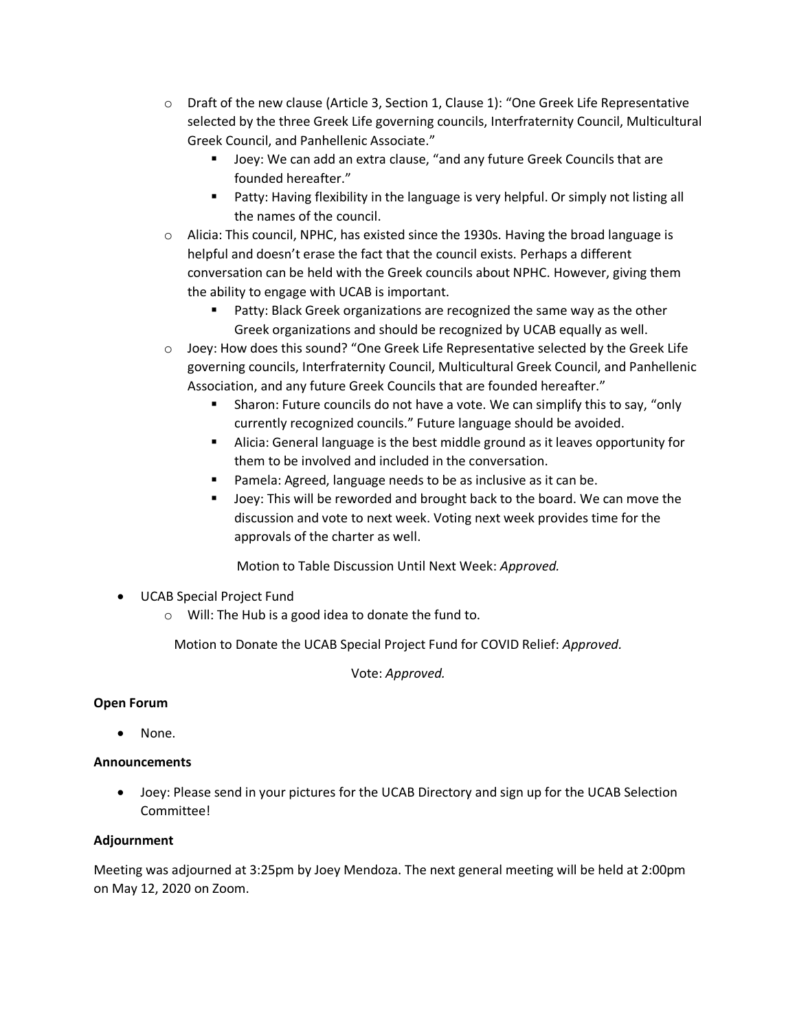- Draft of the new clause (Article 3, Section 1, Clause 1): "One Greek Life Representative selected by the three Greek Life governing councils, Interfraternity Council, Multicultural Greek Council, and Panhellenic Associate."
  - Joey: We can add an extra clause, "and any future Greek Councils that are founded hereafter."
  - Patty: Having flexibility in the language is very helpful. Or simply not listing all the names of the council.
- Alicia: This council, NPHC, has existed since the 1930s. Having the broad language is helpful and doesn't erase the fact that the council exists. Perhaps a different conversation can be held with the Greek councils about NPHC. However, giving them the ability to engage with UCAB is important.
  - Patty: Black Greek organizations are recognized the same way as the other Greek organizations and should be recognized by UCAB equally as well.
- Joey: How does this sound? "One Greek Life Representative selected by the Greek Life governing councils, Interfraternity Council, Multicultural Greek Council, and Panhellenic Association, and any future Greek Councils that are founded hereafter."
  - Sharon: Future councils do not have a vote. We can simplify this to say, "only currently recognized councils." Future language should be avoided.
  - Alicia: General language is the best middle ground as it leaves opportunity for them to be involved and included in the conversation.
  - Pamela: Agreed, language needs to be as inclusive as it can be.
  - Joey: This will be reworded and brought back to the board. We can move the discussion and vote to next week. Voting next week provides time for the approvals of the charter as well.

Motion to Table Discussion Until Next Week: *Approved.*

- UCAB Special Project Fund
  - Will: The Hub is a good idea to donate the fund to.

Motion to Donate the UCAB Special Project Fund for COVID Relief: *Approved.*

Vote: *Approved.*

**Open Forum**

- None.

**Announcements**

- Joey: Please send in your pictures for the UCAB Directory and sign up for the UCAB Selection Committee!

**Adjournment**

Meeting was adjourned at 3:25pm by Joey Mendoza. The next general meeting will be held at 2:00pm on May 12, 2020 on Zoom.